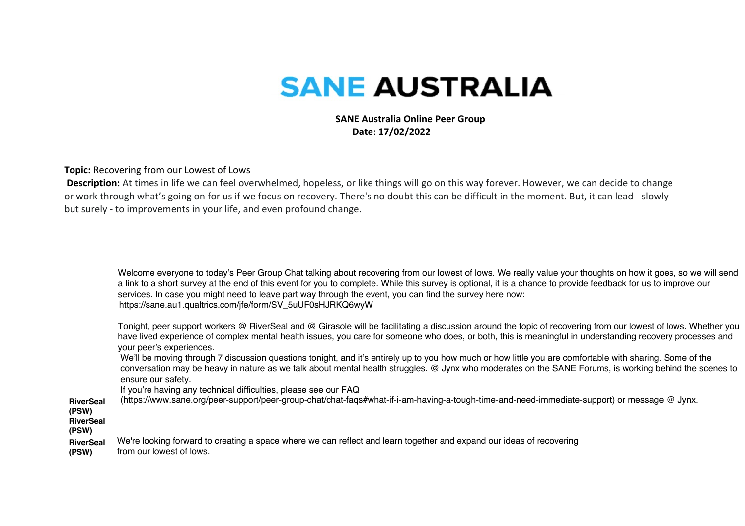# SANE AUSTRALIA

**SANE Australia Online Peer Group**
**Date**: **17/02/2022**

**Topic:** Recovering from our Lowest of Lows

**Description:** At times in life we can feel overwhelmed, hopeless, or like things will go on this way forever. However, we can decide to change or work through what's going on for us if we focus on recovery. There's no doubt this can be difficult in the moment. But, it can lead - slowly but surely - to improvements in your life, and even profound change.

| | |
|---|---|
| **RiverSeal (PSW)** | Welcome everyone to today's Peer Group Chat talking about recovering from our lowest of lows. We really value your thoughts on how it goes, so we will send a link to a short survey at the end of this event for you to complete. While this survey is optional, it is a chance to provide feedback for us to improve our services. In case you might need to leave part way through the event, you can find the survey here now: https://sane.au1.qualtrics.com/jfe/form/SV_5uUF0sHJRKQ6wyW |
| **RiverSeal (PSW)** | Tonight, peer support workers @ RiverSeal and @ Girasole will be facilitating a discussion around the topic of recovering from our lowest of lows. Whether you have lived experience of complex mental health issues, you care for someone who does, or both, this is meaningful in understanding recovery processes and your peer's experiences.<br>We'll be moving through 7 discussion questions tonight, and it's entirely up to you how much or how little you are comfortable with sharing. Some of the conversation may be heavy in nature as we talk about mental health struggles. @ Jynx who moderates on the SANE Forums, is working behind the scenes to ensure our safety.<br>If you're having any technical difficulties, please see our FAQ (https://www.sane.org/peer-support/peer-group-chat/chat-faqs#what-if-i-am-having-a-tough-time-and-need-immediate-support) or message @ Jynx. |
| **RiverSeal (PSW)** | We're looking forward to creating a space where we can reflect and learn together and expand our ideas of recovering from our lowest of lows. |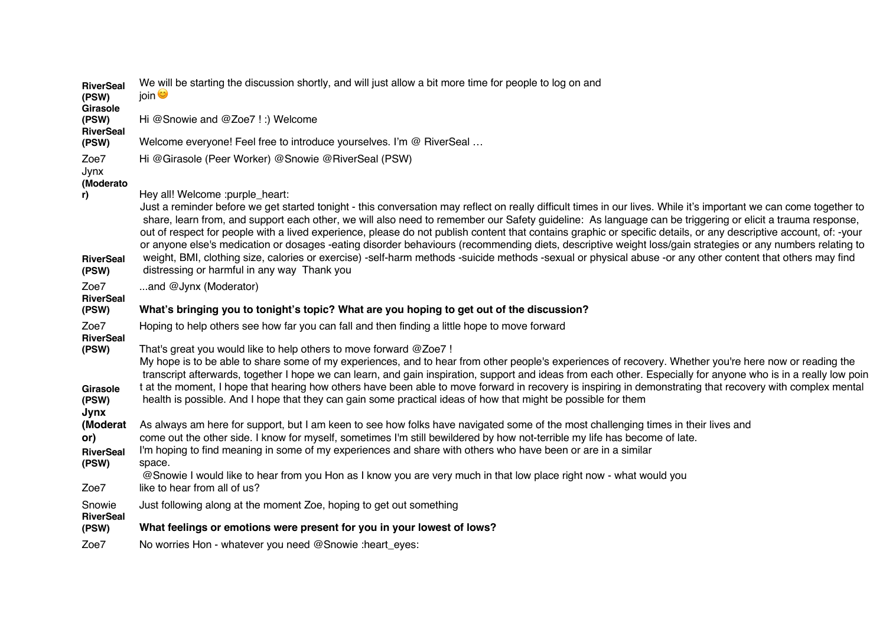| Speaker | Message |
|---|---|
| **RiverSeal (PSW)** | We will be starting the discussion shortly, and will just allow a bit more time for people to log on and join 😊 |
| **Girasole (PSW)** | Hi @Snowie and @Zoe7 ! :) Welcome |
| **RiverSeal (PSW)** | Welcome everyone! Feel free to introduce yourselves. I'm @ RiverSeal … |
| Zoe7 | Hi @Girasole (Peer Worker) @Snowie @RiverSeal (PSW) |
| Jynx **(Moderator)** | Hey all! Welcome :purple_heart: |
| **RiverSeal (PSW)** | Just a reminder before we get started tonight - this conversation may reflect on really difficult times in our lives. While it's important we can come together to share, learn from, and support each other, we will also need to remember our Safety guideline: As language can be triggering or elicit a trauma response, out of respect for people with a lived experience, please do not publish content that contains graphic or specific details, or any descriptive account, of: -your or anyone else's medication or dosages -eating disorder behaviours (recommending diets, descriptive weight loss/gain strategies or any numbers relating to weight, BMI, clothing size, calories or exercise) -self-harm methods -suicide methods -sexual or physical abuse -or any other content that others may find distressing or harmful in any way Thank you |
| Zoe7 | ...and @Jynx (Moderator) |
| **RiverSeal (PSW)** | **What's bringing you to tonight's topic? What are you hoping to get out of the discussion?** |
| Zoe7 | Hoping to help others see how far you can fall and then finding a little hope to move forward |
| **RiverSeal (PSW)** | That's great you would like to help others to move forward @Zoe7 ! |
| **Girasole (PSW)** | My hope is to be able to share some of my experiences, and to hear from other people's experiences of recovery. Whether you're here now or reading the transcript afterwards, together I hope we can learn, and gain inspiration, support and ideas from each other. Especially for anyone who is in a really low point at the moment, I hope that hearing how others have been able to move forward in recovery is inspiring in demonstrating that recovery with complex mental health is possible. And I hope that they can gain some practical ideas of how that might be possible for them |
| **Jynx (Moderator)** | As always am here for support, but I am keen to see how folks have navigated some of the most challenging times in their lives and come out the other side. I know for myself, sometimes I'm still bewildered by how not-terrible my life has become of late. |
| **RiverSeal (PSW)** | I'm hoping to find meaning in some of my experiences and share with others who have been or are in a similar space. |
| Zoe7 | @Snowie I would like to hear from you Hon as I know you are very much in that low place right now - what would you like to hear from all of us? |
| Snowie | Just following along at the moment Zoe, hoping to get out something |
| **RiverSeal (PSW)** | **What feelings or emotions were present for you in your lowest of lows?** |
| Zoe7 | No worries Hon - whatever you need @Snowie :heart_eyes: |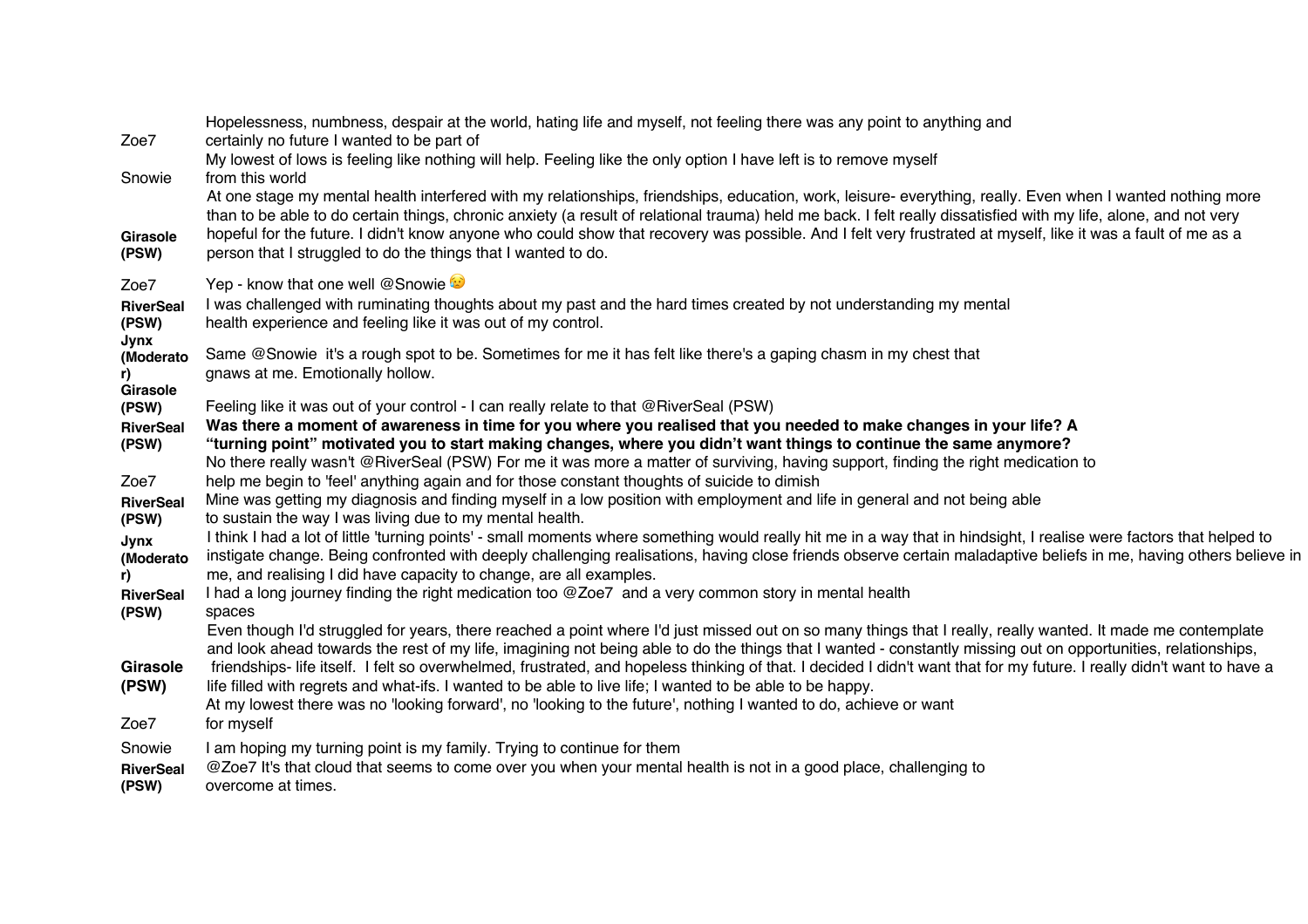| | |
|---|---|
| Zoe7 | Hopelessness, numbness, despair at the world, hating life and myself, not feeling there was any point to anything and certainly no future I wanted to be part of |
| Snowie | My lowest of lows is feeling like nothing will help. Feeling like the only option I have left is to remove myself from this world |
| **Girasole (PSW)** | At one stage my mental health interfered with my relationships, friendships, education, work, leisure- everything, really. Even when I wanted nothing more than to be able to do certain things, chronic anxiety (a result of relational trauma) held me back. I felt really dissatisfied with my life, alone, and not very hopeful for the future. I didn't know anyone who could show that recovery was possible. And I felt very frustrated at myself, like it was a fault of me as a person that I struggled to do the things that I wanted to do. |
| Zoe7 | Yep - know that one well @Snowie 😟 |
| **RiverSeal (PSW)** | I was challenged with ruminating thoughts about my past and the hard times created by not understanding my mental health experience and feeling like it was out of my control. |
| **Jynx (Moderator)** | Same @Snowie it's a rough spot to be. Sometimes for me it has felt like there's a gaping chasm in my chest that gnaws at me. Emotionally hollow. |
| **Girasole (PSW)** | Feeling like it was out of your control - I can really relate to that @RiverSeal (PSW) |
| **RiverSeal (PSW)** | **Was there a moment of awareness in time for you where you realised that you needed to make changes in your life? A "turning point" motivated you to start making changes, where you didn't want things to continue the same anymore?** |
| Zoe7 | No there really wasn't @RiverSeal (PSW) For me it was more a matter of surviving, having support, finding the right medication to help me begin to 'feel' anything again and for those constant thoughts of suicide to dimish |
| **RiverSeal (PSW)** | Mine was getting my diagnosis and finding myself in a low position with employment and life in general and not being able to sustain the way I was living due to my mental health. |
| **Jynx (Moderator)** | I think I had a lot of little 'turning points' - small moments where something would really hit me in a way that in hindsight, I realise were factors that helped to instigate change. Being confronted with deeply challenging realisations, having close friends observe certain maladaptive beliefs in me, having others believe in me, and realising I did have capacity to change, are all examples. |
| **RiverSeal (PSW)** | I had a long journey finding the right medication too @Zoe7 and a very common story in mental health spaces |
| **Girasole (PSW)** | Even though I'd struggled for years, there reached a point where I'd just missed out on so many things that I really, really wanted. It made me contemplate and look ahead towards the rest of my life, imagining not being able to do the things that I wanted - constantly missing out on opportunities, relationships, friendships- life itself. I felt so overwhelmed, frustrated, and hopeless thinking of that. I decided I didn't want that for my future. I really didn't want to have a life filled with regrets and what-ifs. I wanted to be able to live life; I wanted to be able to be happy. |
| Zoe7 | At my lowest there was no 'looking forward', no 'looking to the future', nothing I wanted to do, achieve or want for myself |
| Snowie | I am hoping my turning point is my family. Trying to continue for them |
| **RiverSeal (PSW)** | @Zoe7 It's that cloud that seems to come over you when your mental health is not in a good place, challenging to overcome at times. |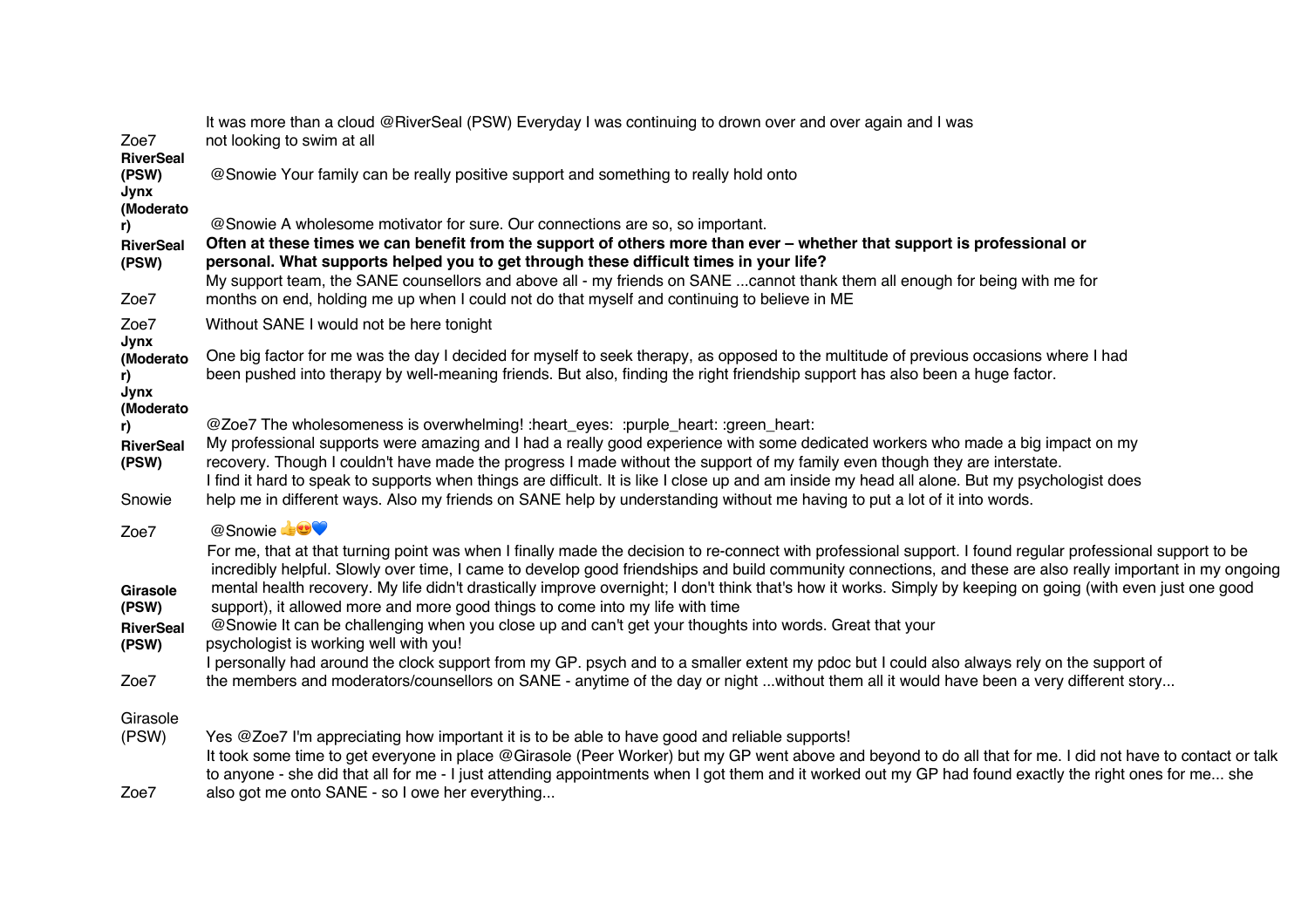| | |
|---|---|
| Zoe7 | It was more than a cloud @RiverSeal (PSW) Everyday I was continuing to drown over and over again and I was not looking to swim at all |
| **RiverSeal (PSW)** | @Snowie Your family can be really positive support and something to really hold onto |
| **Jynx (Moderator)** | @Snowie A wholesome motivator for sure. Our connections are so, so important. |
| **RiverSeal (PSW)** | **Often at these times we can benefit from the support of others more than ever – whether that support is professional or personal. What supports helped you to get through these difficult times in your life?** |
| Zoe7 | My support team, the SANE counsellors and above all - my friends on SANE ...cannot thank them all enough for being with me for months on end, holding me up when I could not do that myself and continuing to believe in ME |
| Zoe7 | Without SANE I would not be here tonight |
| **Jynx (Moderator)** | One big factor for me was the day I decided for myself to seek therapy, as opposed to the multitude of previous occasions where I had been pushed into therapy by well-meaning friends. But also, finding the right friendship support has also been a huge factor. |
| **Jynx (Moderator)** | @Zoe7 The wholesomeness is overwhelming! :heart_eyes: :purple_heart: :green_heart: |
| **RiverSeal (PSW)** | My professional supports were amazing and I had a really good experience with some dedicated workers who made a big impact on my recovery. Though I couldn't have made the progress I made without the support of my family even though they are interstate. |
| Snowie | I find it hard to speak to supports when things are difficult. It is like I close up and am inside my head all alone. But my psychologist does help me in different ways. Also my friends on SANE help by understanding without me having to put a lot of it into words. |
| Zoe7 | @Snowie 👍😍💙 |
| **Girasole (PSW)** | For me, that at that turning point was when I finally made the decision to re-connect with professional support. I found regular professional support to be incredibly helpful. Slowly over time, I came to develop good friendships and build community connections, and these are also really important in my ongoing mental health recovery. My life didn't drastically improve overnight; I don't think that's how it works. Simply by keeping on going (with even just one good support), it allowed more and more good things to come into my life with time |
| **RiverSeal (PSW)** | @Snowie It can be challenging when you close up and can't get your thoughts into words. Great that your psychologist is working well with you! |
| Zoe7 | I personally had around the clock support from my GP. psych and to a smaller extent my pdoc but I could also always rely on the support of the members and moderators/counsellors on SANE - anytime of the day or night ...without them all it would have been a very different story... |
| Girasole (PSW) | Yes @Zoe7 I'm appreciating how important it is to be able to have good and reliable supports! |
| Zoe7 | It took some time to get everyone in place @Girasole (Peer Worker) but my GP went above and beyond to do all that for me. I did not have to contact or talk to anyone - she did that all for me - I just attending appointments when I got them and it worked out my GP had found exactly the right ones for me... she also got me onto SANE - so I owe her everything... |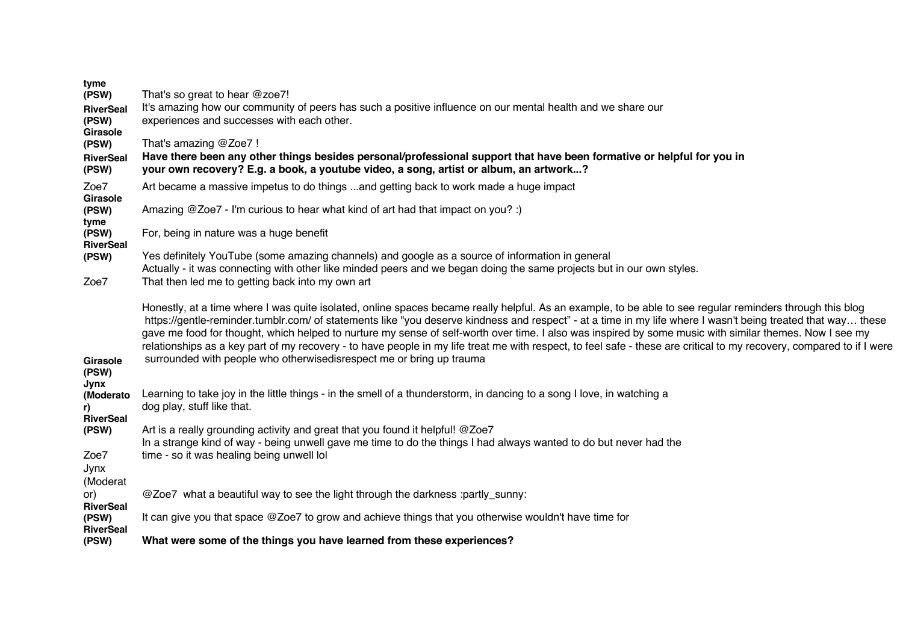| Speaker | Message |
|---|---|
| **tyme (PSW)** | That's so great to hear @zoe7! |
| **RiverSeal (PSW)** | It's amazing how our community of peers has such a positive influence on our mental health and we share our experiences and successes with each other. |
| **Girasole (PSW)** | That's amazing @Zoe7 ! |
| **RiverSeal (PSW)** | **Have there been any other things besides personal/professional support that have been formative or helpful for you in your own recovery? E.g. a book, a youtube video, a song, artist or album, an artwork...?** |
| Zoe7 | Art became a massive impetus to do things ...and getting back to work made a huge impact |
| **Girasole (PSW)** | Amazing @Zoe7 - I'm curious to hear what kind of art had that impact on you? :) |
| **tyme (PSW)** | For, being in nature was a huge benefit |
| **RiverSeal (PSW)** | Yes definitely YouTube (some amazing channels) and google as a source of information in general |
| Zoe7 | Actually - it was connecting with other like minded peers and we began doing the same projects but in our own styles. That then led me to getting back into my own art |
| **Girasole (PSW)** | Honestly, at a time where I was quite isolated, online spaces became really helpful. As an example, to be able to see regular reminders through this blog https://gentle-reminder.tumblr.com/ of statements like "you deserve kindness and respect" - at a time in my life where I wasn't being treated that way… these gave me food for thought, which helped to nurture my sense of self-worth over time. I also was inspired by some music with similar themes. Now I see my relationships as a key part of my recovery - to have people in my life treat me with respect, to feel safe - these are critical to my recovery, compared to if I were surrounded with people who otherwisedisrespect me or bring up trauma |
| **Jynx (Moderator)** | Learning to take joy in the little things - in the smell of a thunderstorm, in dancing to a song I love, in watching a dog play, stuff like that. |
| **RiverSeal (PSW)** | Art is a really grounding activity and great that you found it helpful! @Zoe7 |
| Zoe7 | In a strange kind of way - being unwell gave me time to do the things I had always wanted to do but never had the time - so it was healing being unwell lol |
| Jynx (Moderator) | @Zoe7 what a beautiful way to see the light through the darkness :partly_sunny: |
| **RiverSeal (PSW)** | It can give you that space @Zoe7 to grow and achieve things that you otherwise wouldn't have time for |
| **RiverSeal (PSW)** | **What were some of the things you have learned from these experiences?** |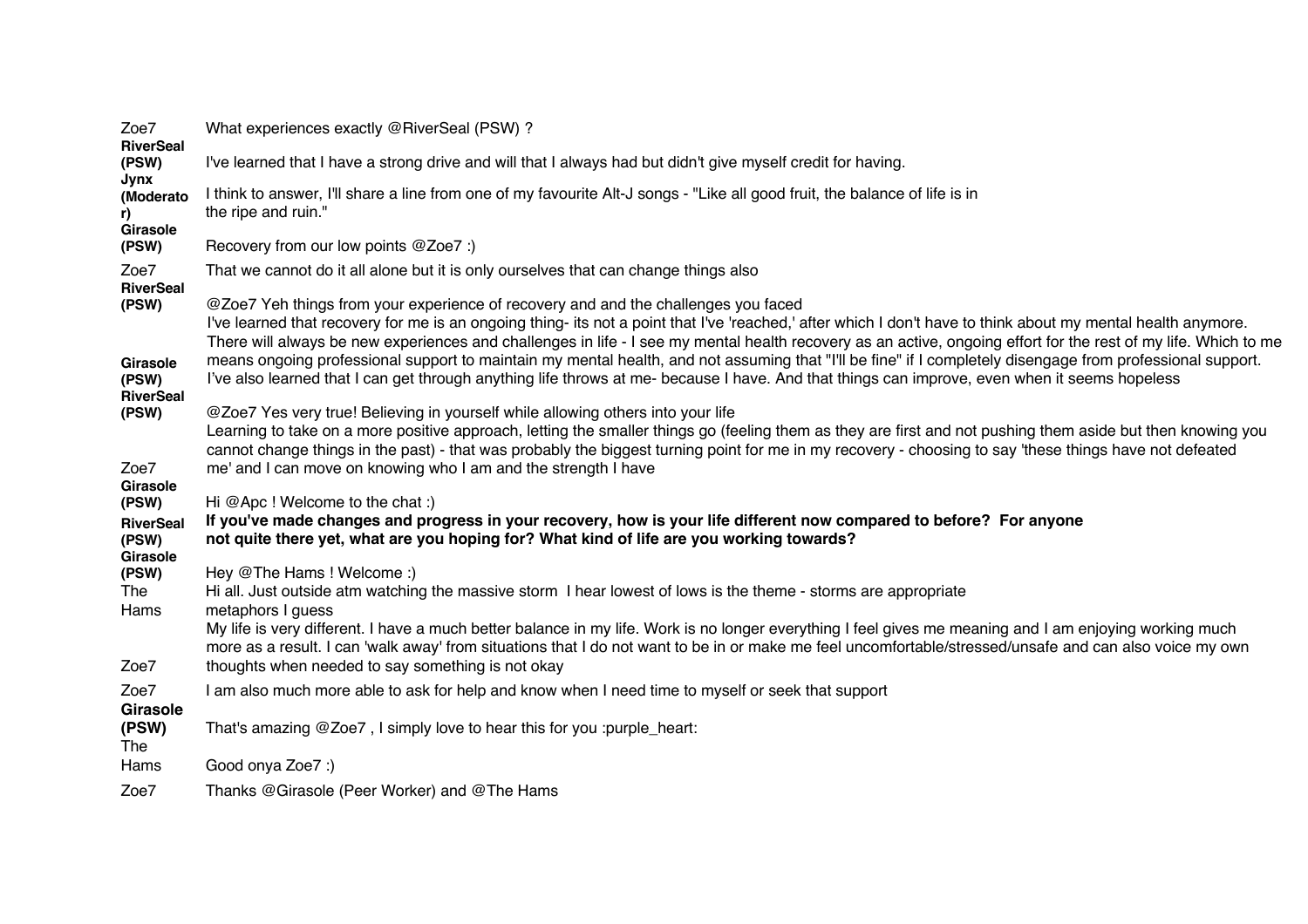| | |
|---|---|
| Zoe7 | What experiences exactly @RiverSeal (PSW) ? |
| **RiverSeal (PSW)** | I've learned that I have a strong drive and will that I always had but didn't give myself credit for having. |
| **Jynx (Moderator)** | I think to answer, I'll share a line from one of my favourite Alt-J songs - "Like all good fruit, the balance of life is in the ripe and ruin." |
| **Girasole (PSW)** | Recovery from our low points @Zoe7 :) |
| Zoe7 | That we cannot do it all alone but it is only ourselves that can change things also |
| **RiverSeal (PSW)** | @Zoe7 Yeh things from your experience of recovery and and the challenges you faced |
| **Girasole (PSW)** | I've learned that recovery for me is an ongoing thing- its not a point that I've 'reached,' after which I don't have to think about my mental health anymore. There will always be new experiences and challenges in life - I see my mental health recovery as an active, ongoing effort for the rest of my life. Which to me means ongoing professional support to maintain my mental health, and not assuming that "I'll be fine" if I completely disengage from professional support. I've also learned that I can get through anything life throws at me- because I have. And that things can improve, even when it seems hopeless |
| **RiverSeal (PSW)** | @Zoe7 Yes very true! Believing in yourself while allowing others into your life |
| Zoe7 | Learning to take on a more positive approach, letting the smaller things go (feeling them as they are first and not pushing them aside but then knowing you cannot change things in the past) - that was probably the biggest turning point for me in my recovery - choosing to say 'these things have not defeated me' and I can move on knowing who I am and the strength I have |
| **Girasole (PSW)** | Hi @Apc ! Welcome to the chat :) |
| **RiverSeal (PSW)** | **If you've made changes and progress in your recovery, how is your life different now compared to before? For anyone not quite there yet, what are you hoping for? What kind of life are you working towards?** |
| **Girasole (PSW)** | Hey @The Hams ! Welcome :) |
| The Hams | Hi all. Just outside atm watching the massive storm I hear lowest of lows is the theme - storms are appropriate metaphors I guess |
| Zoe7 | My life is very different. I have a much better balance in my life. Work is no longer everything I feel gives me meaning and I am enjoying working much more as a result. I can 'walk away' from situations that I do not want to be in or make me feel uncomfortable/stressed/unsafe and can also voice my own thoughts when needed to say something is not okay |
| Zoe7 | I am also much more able to ask for help and know when I need time to myself or seek that support |
| **Girasole (PSW)** | That's amazing @Zoe7 , I simply love to hear this for you :purple_heart: |
| The Hams | Good onya Zoe7 :) |
| Zoe7 | Thanks @Girasole (Peer Worker) and @The Hams |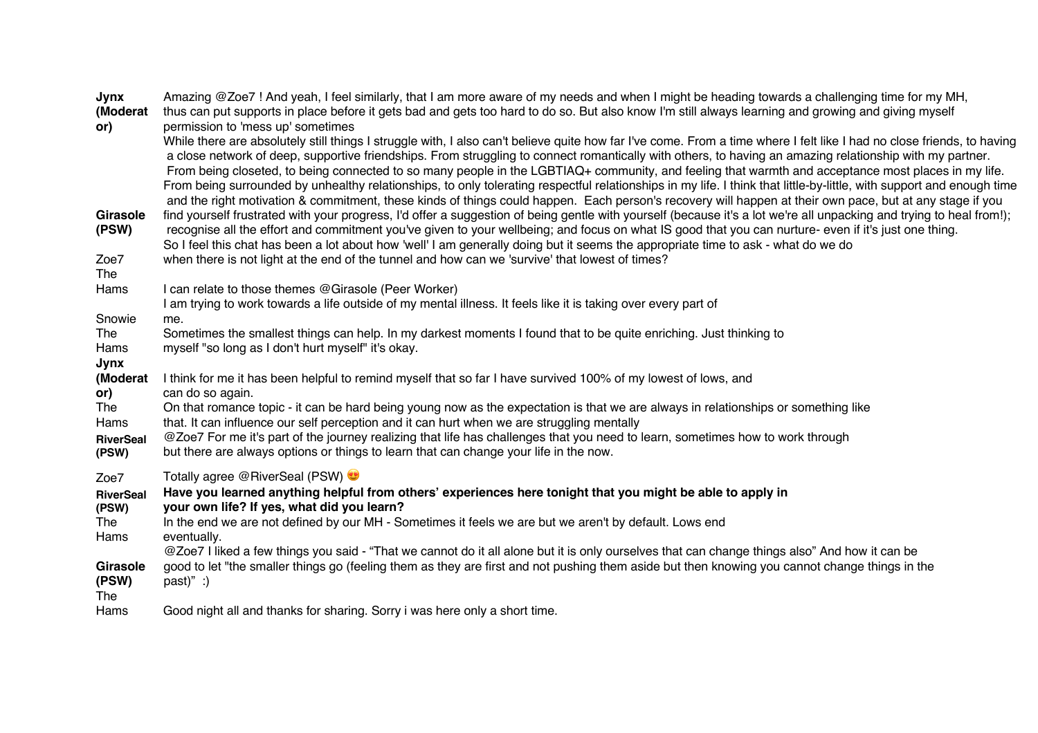| | |
|---|---|
| **Jynx (Moderator)** | Amazing @Zoe7 ! And yeah, I feel similarly, that I am more aware of my needs and when I might be heading towards a challenging time for my MH, thus can put supports in place before it gets bad and gets too hard to do so. But also know I'm still always learning and growing and giving myself permission to 'mess up' sometimes |
| **Girasole (PSW)** | While there are absolutely still things I struggle with, I also can't believe quite how far I've come. From a time where I felt like I had no close friends, to having a close network of deep, supportive friendships. From struggling to connect romantically with others, to having an amazing relationship with my partner. From being closeted, to being connected to so many people in the LGBTIAQ+ community, and feeling that warmth and acceptance most places in my life. From being surrounded by unhealthy relationships, to only tolerating respectful relationships in my life. I think that little-by-little, with support and enough time and the right motivation & commitment, these kinds of things could happen. Each person's recovery will happen at their own pace, but at any stage if you find yourself frustrated with your progress, I'd offer a suggestion of being gentle with yourself (because it's a lot we're all unpacking and trying to heal from!); recognise all the effort and commitment you've given to your wellbeing; and focus on what IS good that you can nurture- even if it's just one thing. |
| Zoe7 | So I feel this chat has been a lot about how 'well' I am generally doing but it seems the appropriate time to ask - what do we do when there is not light at the end of the tunnel and how can we 'survive' that lowest of times? |
| The Hams | I can relate to those themes @Girasole (Peer Worker) |
| Snowie | I am trying to work towards a life outside of my mental illness. It feels like it is taking over every part of me. |
| The Hams | Sometimes the smallest things can help. In my darkest moments I found that to be quite enriching. Just thinking to myself "so long as I don't hurt myself" it's okay. |
| **Jynx (Moderator)** | I think for me it has been helpful to remind myself that so far I have survived 100% of my lowest of lows, and can do so again. |
| The Hams | On that romance topic - it can be hard being young now as the expectation is that we are always in relationships or something like that. It can influence our self perception and it can hurt when we are struggling mentally |
| **RiverSeal (PSW)** | @Zoe7 For me it's part of the journey realizing that life has challenges that you need to learn, sometimes how to work through but there are always options or things to learn that can change your life in the now. |
| Zoe7 | Totally agree @RiverSeal (PSW) 😍 |
| **RiverSeal (PSW)** | **Have you learned anything helpful from others' experiences here tonight that you might be able to apply in your own life? If yes, what did you learn?** |
| The Hams | In the end we are not defined by our MH - Sometimes it feels we are but we aren't by default. Lows end eventually. |
| **Girasole (PSW)** | @Zoe7 I liked a few things you said - "That we cannot do it all alone but it is only ourselves that can change things also" And how it can be good to let "the smaller things go (feeling them as they are first and not pushing them aside but then knowing you cannot change things in the past)" :) |
| The Hams | Good night all and thanks for sharing. Sorry i was here only a short time. |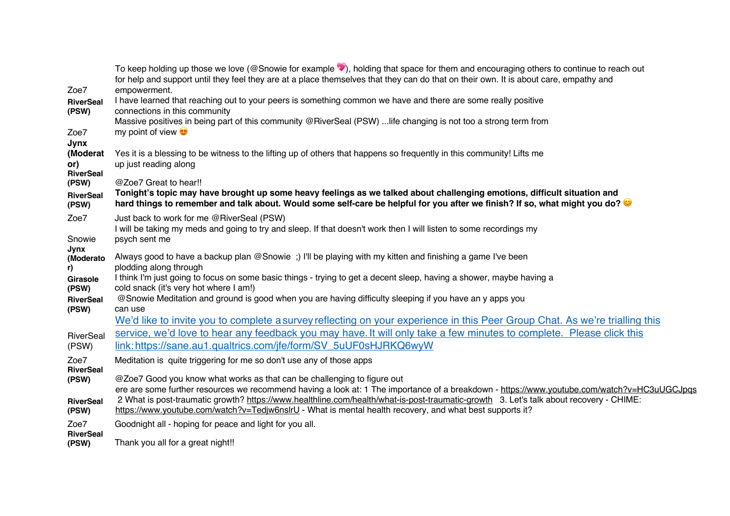| | |
|---|---|
| Zoe7 | To keep holding up those we love (@Snowie for example 💖), holding that space for them and encouraging others to continue to reach out for help and support until they feel they are at a place themselves that they can do that on their own. It is about care, empathy and empowerment. |
| **RiverSeal (PSW)** | I have learned that reaching out to your peers is something common we have and there are some really positive connections in this community |
| Zoe7 | Massive positives in being part of this community @RiverSeal (PSW) ...life changing is not too a strong term from my point of view 😍 |
| **Jynx (Moderator)** | Yes it is a blessing to be witness to the lifting up of others that happens so frequently in this community! Lifts me up just reading along |
| **RiverSeal (PSW)** | @Zoe7 Great to hear!! |
| **RiverSeal (PSW)** | **Tonight's topic may have brought up some heavy feelings as we talked about challenging emotions, difficult situation and hard things to remember and talk about. Would some self-care be helpful for you after we finish? If so, what might you do? 😊** |
| Zoe7 | Just back to work for me @RiverSeal (PSW) |
| Snowie | I will be taking my meds and going to try and sleep. If that doesn't work then I will listen to some recordings my psych sent me |
| **Jynx (Moderator)** | Always good to have a backup plan @Snowie ;) I'll be playing with my kitten and finishing a game I've been plodding along through |
| **Girasole (PSW)** | I think I'm just going to focus on some basic things - trying to get a decent sleep, having a shower, maybe having a cold snack (it's very hot where I am!) |
| **RiverSeal (PSW)** | @Snowie Meditation and ground is good when you are having difficulty sleeping if you have an y apps you can use |
| RiverSeal (PSW) | We'd like to invite you to complete a survey reflecting on your experience in this Peer Group Chat. As we're trialling this service, we'd love to hear any feedback you may have. It will only take a few minutes to complete. Please click this link: https://sane.au1.qualtrics.com/jfe/form/SV_5uUF0sHJRKQ6wyW |
| Zoe7 | Meditation is quite triggering for me so don't use any of those apps |
| **RiverSeal (PSW)** | @Zoe7 Good you know what works as that can be challenging to figure out |
| **RiverSeal (PSW)** | ere are some further resources we recommend having a look at: 1 The importance of a breakdown - https://www.youtube.com/watch?v=HC3uUGCJpqs 2 What is post-traumatic growth? https://www.healthline.com/health/what-is-post-traumatic-growth 3. Let's talk about recovery - CHIME: https://www.youtube.com/watch?v=Tedjw6nslrU - What is mental health recovery, and what best supports it? |
| Zoe7 | Goodnight all - hoping for peace and light for you all. |
| **RiverSeal (PSW)** | Thank you all for a great night!! |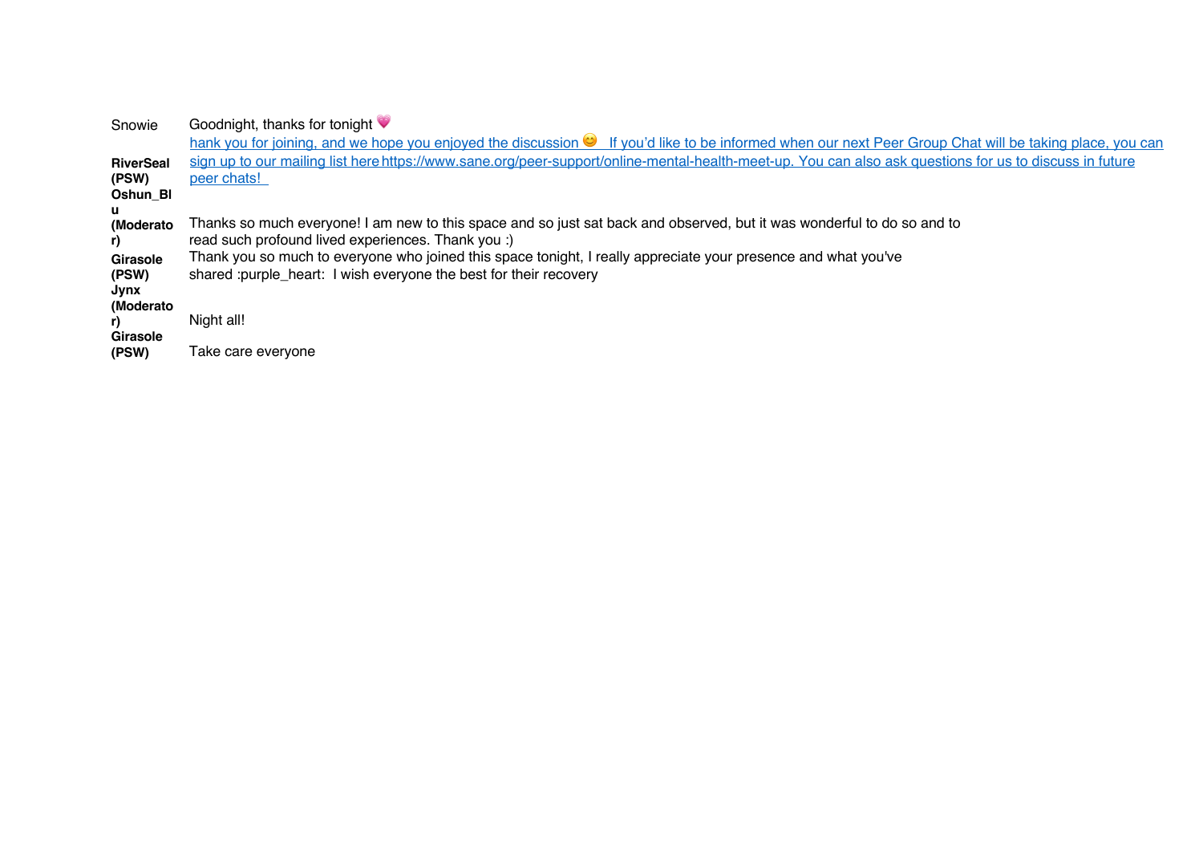| | |
|---|---|
| Snowie | Goodnight, thanks for tonight 💗 |
| **RiverSeal (PSW)** | hank you for joining, and we hope you enjoyed the discussion 😊 If you'd like to be informed when our next Peer Group Chat will be taking place, you can sign up to our mailing list here https://www.sane.org/peer-support/online-mental-health-meet-up. You can also ask questions for us to discuss in future peer chats! |
| **Oshun_Blu (Moderator)** | Thanks so much everyone! I am new to this space and so just sat back and observed, but it was wonderful to do so and to read such profound lived experiences. Thank you :) |
| **Girasole (PSW)** | Thank you so much to everyone who joined this space tonight, I really appreciate your presence and what you've shared :purple_heart: I wish everyone the best for their recovery |
| **Jynx (Moderator)** | Night all! |
| **Girasole (PSW)** | Take care everyone |